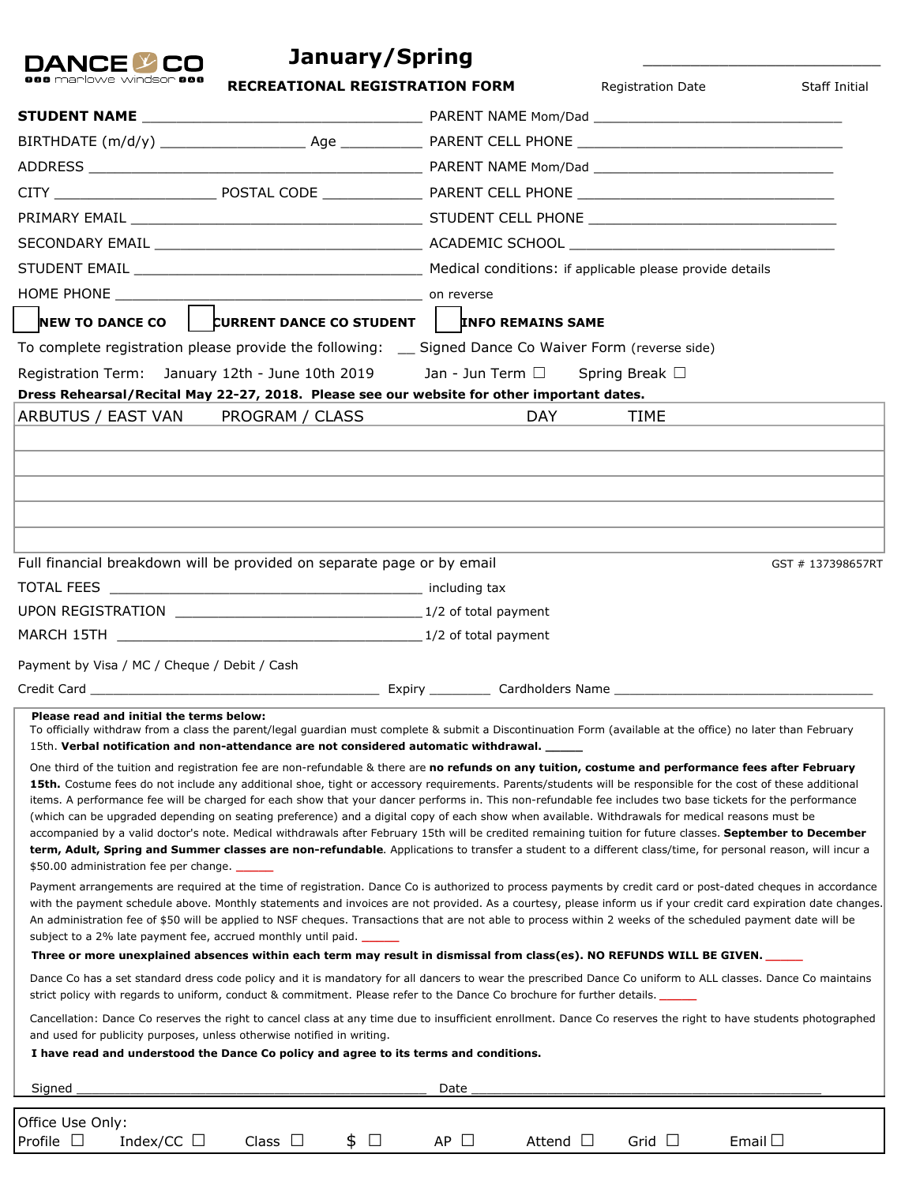DANCE CO
marlowe windsor

# January/Spring

## RECREATIONAL REGISTRATION FORM

Registration Date ______________ Staff Initial

**STUDENT NAME** ______________________________ PARENT NAME Mom/Dad ______________________________

BIRTHDATE (m/d/y) ________________ Age __________ PARENT CELL PHONE ______________________________

ADDRESS ______________________________ PARENT NAME Mom/Dad ______________________________

CITY ____________________ POSTAL CODE ____________ PARENT CELL PHONE ______________________________

PRIMARY EMAIL ______________________________ STUDENT CELL PHONE ______________________________

SECONDARY EMAIL ______________________________ ACADEMIC SCHOOL ______________________________

STUDENT EMAIL ______________________________ Medical conditions: if applicable please provide details on reverse

HOME PHONE ______________________________

☐ **NEW TO DANCE CO** ☐ **CURRENT DANCE CO STUDENT** ☐ **INFO REMAINS SAME**

To complete registration please provide the following: __ Signed Dance Co Waiver Form (reverse side)

Registration Term: January 12th - June 10th 2019 Jan - Jun Term ☐ Spring Break ☐

**Dress Rehearsal/Recital May 22-27, 2018. Please see our website for other important dates.**

| ARBUTUS / EAST VAN | PROGRAM / CLASS | DAY | TIME |
|---|---|---|---|
| | | | |
| | | | |
| | | | |
| | | | |
| | | | |

Full financial breakdown will be provided on separate page or by email GST # 137398657RT

TOTAL FEES ______________________________ including tax

UPON REGISTRATION ______________________________ 1/2 of total payment

MARCH 15TH ______________________________ 1/2 of total payment

Payment by Visa / MC / Cheque / Debit / Cash

Credit Card ______________________________ Expiry ________ Cardholders Name ______________________________

**Please read and initial the terms below:**

To officially withdraw from a class the parent/legal guardian must complete & submit a Discontinuation Form (available at the office) no later than February 15th. **Verbal notification and non-attendance are not considered automatic withdrawal.** _____

One third of the tuition and registration fee are non-refundable & there are **no refunds on any tuition, costume and performance fees after February 15th.** Costume fees do not include any additional shoe, tight or accessory requirements. Parents/students will be responsible for the cost of these additional items. A performance fee will be charged for each show that your dancer performs in. This non-refundable fee includes two base tickets for the performance (which can be upgraded depending on seating preference) and a digital copy of each show when available. Withdrawals for medical reasons must be accompanied by a valid doctor's note. Medical withdrawals after February 15th will be credited remaining tuition for future classes. **September to December term, Adult, Spring and Summer classes are non-refundable**. Applications to transfer a student to a different class/time, for personal reason, will incur a $50.00 administration fee per change. _____

Payment arrangements are required at the time of registration. Dance Co is authorized to process payments by credit card or post-dated cheques in accordance with the payment schedule above. Monthly statements and invoices are not provided. As a courtesy, please inform us if your credit card expiration date changes. An administration fee of $50 will be applied to NSF cheques. Transactions that are not able to process within 2 weeks of the scheduled payment date will be subject to a 2% late payment fee, accrued monthly until paid. _____

**Three or more unexplained absences within each term may result in dismissal from class(es). NO REFUNDS WILL BE GIVEN.** _____

Dance Co has a set standard dress code policy and it is mandatory for all dancers to wear the prescribed Dance Co uniform to ALL classes. Dance Co maintains strict policy with regards to uniform, conduct & commitment. Please refer to the Dance Co brochure for further details. _____

Cancellation: Dance Co reserves the right to cancel class at any time due to insufficient enrollment. Dance Co reserves the right to have students photographed and used for publicity purposes, unless otherwise notified in writing.

**I have read and understood the Dance Co policy and agree to its terms and conditions.**

Signed ______________________________ Date ______________________________

Office Use Only:
Profile ☐ Index/CC ☐ Class ☐ $ ☐ AP ☐ Attend ☐ Grid ☐ Email ☐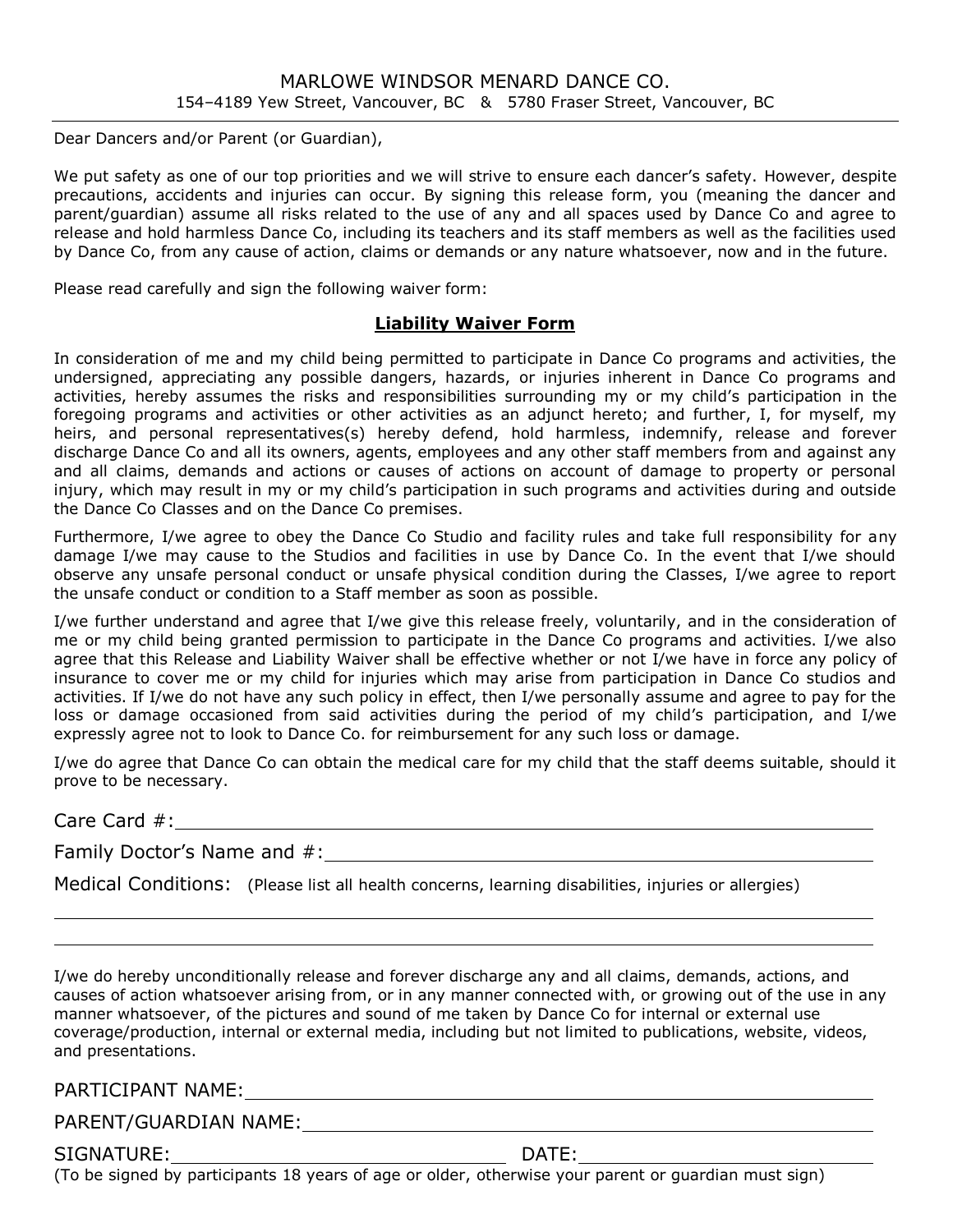MARLOWE WINDSOR MENARD DANCE CO.

154–4189 Yew Street, Vancouver, BC & 5780 Fraser Street, Vancouver, BC

Dear Dancers and/or Parent (or Guardian),

We put safety as one of our top priorities and we will strive to ensure each dancer's safety. However, despite precautions, accidents and injuries can occur. By signing this release form, you (meaning the dancer and parent/guardian) assume all risks related to the use of any and all spaces used by Dance Co and agree to release and hold harmless Dance Co, including its teachers and its staff members as well as the facilities used by Dance Co, from any cause of action, claims or demands or any nature whatsoever, now and in the future.

Please read carefully and sign the following waiver form:

## Liability Waiver Form

In consideration of me and my child being permitted to participate in Dance Co programs and activities, the undersigned, appreciating any possible dangers, hazards, or injuries inherent in Dance Co programs and activities, hereby assumes the risks and responsibilities surrounding my or my child's participation in the foregoing programs and activities or other activities as an adjunct hereto; and further, I, for myself, my heirs, and personal representatives(s) hereby defend, hold harmless, indemnify, release and forever discharge Dance Co and all its owners, agents, employees and any other staff members from and against any and all claims, demands and actions or causes of actions on account of damage to property or personal injury, which may result in my or my child's participation in such programs and activities during and outside the Dance Co Classes and on the Dance Co premises.

Furthermore, I/we agree to obey the Dance Co Studio and facility rules and take full responsibility for any damage I/we may cause to the Studios and facilities in use by Dance Co. In the event that I/we should observe any unsafe personal conduct or unsafe physical condition during the Classes, I/we agree to report the unsafe conduct or condition to a Staff member as soon as possible.

I/we further understand and agree that I/we give this release freely, voluntarily, and in the consideration of me or my child being granted permission to participate in the Dance Co programs and activities. I/we also agree that this Release and Liability Waiver shall be effective whether or not I/we have in force any policy of insurance to cover me or my child for injuries which may arise from participation in Dance Co studios and activities. If I/we do not have any such policy in effect, then I/we personally assume and agree to pay for the loss or damage occasioned from said activities during the period of my child's participation, and I/we expressly agree not to look to Dance Co. for reimbursement for any such loss or damage.

I/we do agree that Dance Co can obtain the medical care for my child that the staff deems suitable, should it prove to be necessary.

Care Card #: ____________________

Family Doctor's Name and #: ____________________

Medical Conditions: (Please list all health concerns, learning disabilities, injuries or allergies)

____________________

____________________

I/we do hereby unconditionally release and forever discharge any and all claims, demands, actions, and causes of action whatsoever arising from, or in any manner connected with, or growing out of the use in any manner whatsoever, of the pictures and sound of me taken by Dance Co for internal or external use coverage/production, internal or external media, including but not limited to publications, website, videos, and presentations.

PARTICIPANT NAME: ____________________

PARENT/GUARDIAN NAME: ____________________

SIGNATURE: ____________________ DATE: ____________________

(To be signed by participants 18 years of age or older, otherwise your parent or guardian must sign)